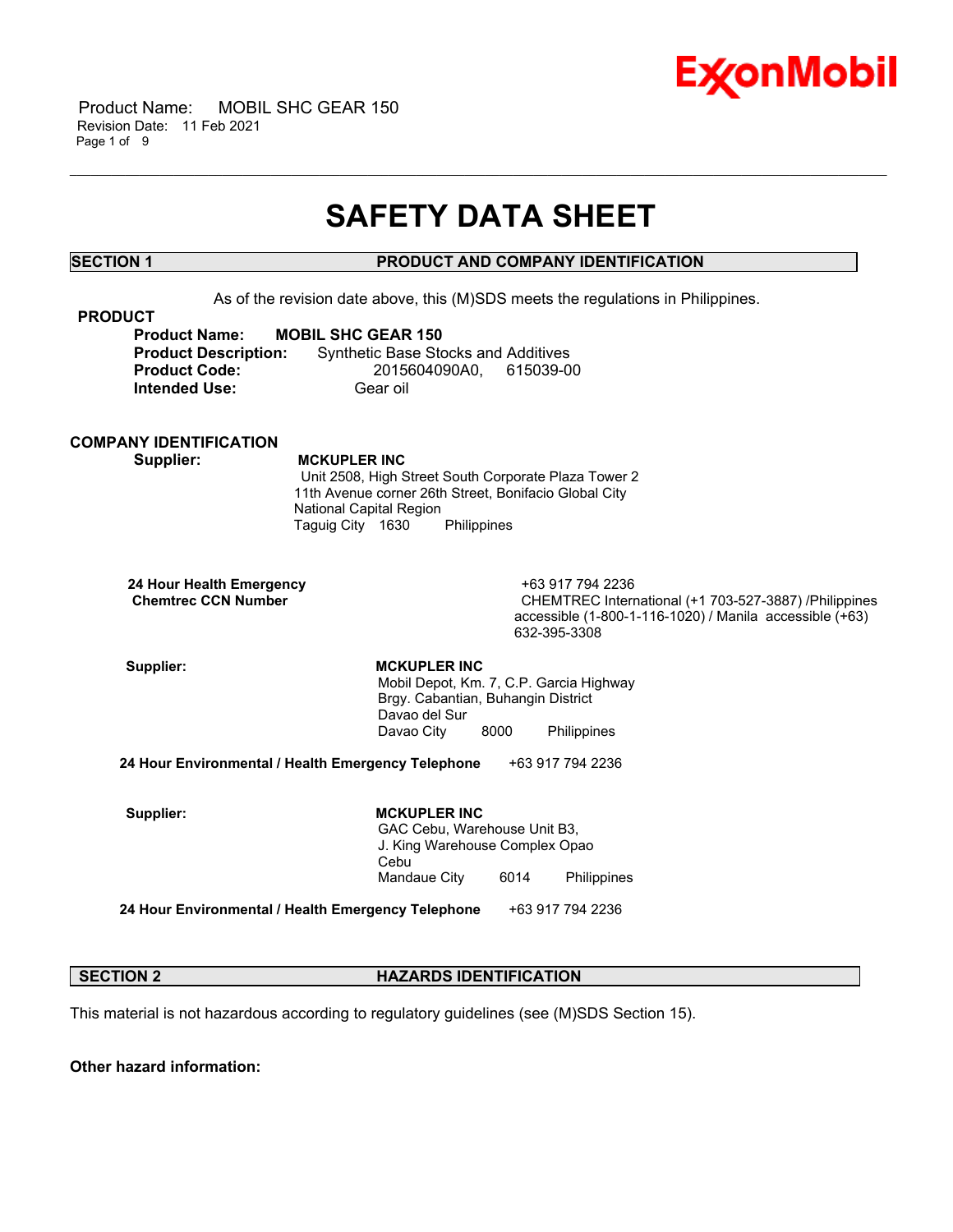# SAFETY DATA SHEET

## SECTION 1 PRODUCT AND COMPANY IDENTIFICATION

As of the revision date above, this (M)SDS meets the regulations in Philippines.

### PRODUCT

**Product Name:** **MOBIL SHC GEAR 150**
**Product Description:** Synthetic Base Stocks and Additives
**Product Code:** 2015604090A0, 615039-00
**Intended Use:** Gear oil

### COMPANY IDENTIFICATION

**Supplier:** **MCKUPLER INC**
Unit 2508, High Street South Corporate Plaza Tower 2
11th Avenue corner 26th Street, Bonifacio Global City
National Capital Region
Taguig City 1630 Philippines

**24 Hour Health Emergency** +63 917 794 2236
**Chemtrec CCN Number** CHEMTREC International (+1 703-527-3887) /Philippines accessible (1-800-1-116-1020) / Manila accessible (+63) 632-395-3308

**Supplier:** **MCKUPLER INC**
Mobil Depot, Km. 7, C.P. Garcia Highway
Brgy. Cabantian, Buhangin District
Davao del Sur
Davao City 8000 Philippines

**24 Hour Environmental / Health Emergency Telephone** +63 917 794 2236

**Supplier:** **MCKUPLER INC**
GAC Cebu, Warehouse Unit B3,
J. King Warehouse Complex Opao
Cebu
Mandaue City 6014 Philippines

**24 Hour Environmental / Health Emergency Telephone** +63 917 794 2236

## SECTION 2 HAZARDS IDENTIFICATION

This material is not hazardous according to regulatory guidelines (see (M)SDS Section 15).

**Other hazard information:**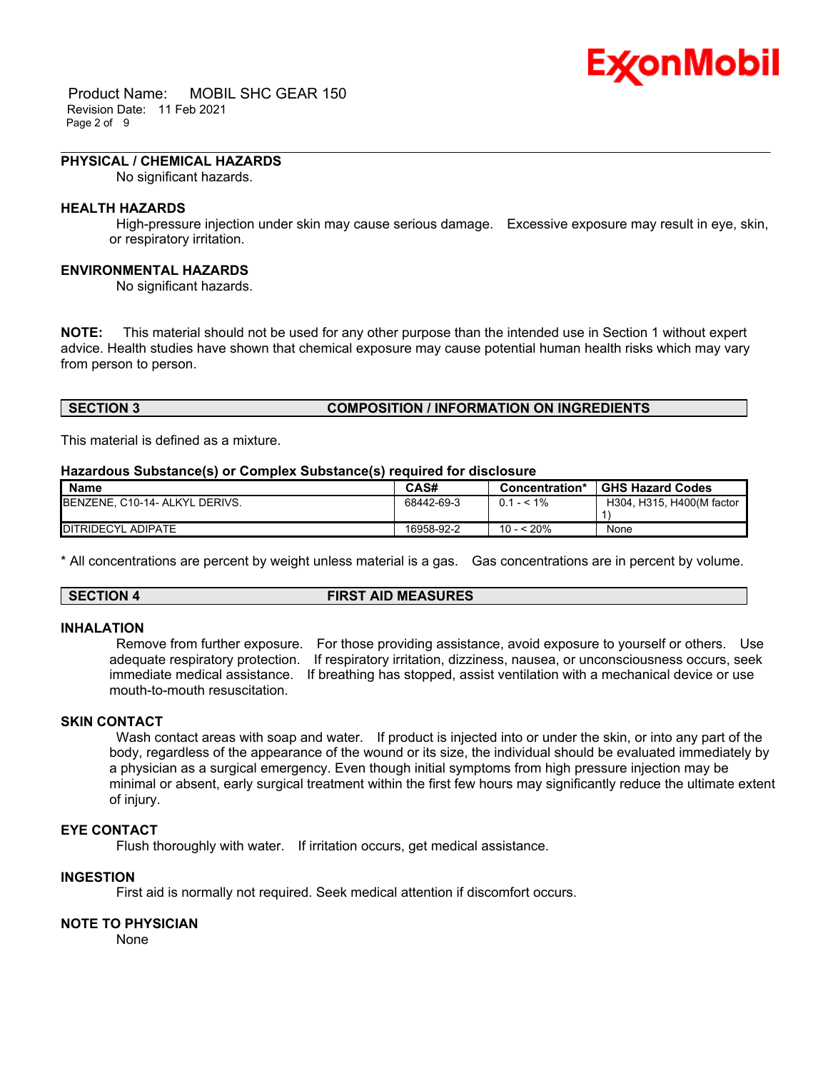### PHYSICAL / CHEMICAL HAZARDS

No significant hazards.

### HEALTH HAZARDS

High-pressure injection under skin may cause serious damage. Excessive exposure may result in eye, skin, or respiratory irritation.

### ENVIRONMENTAL HAZARDS

No significant hazards.

**NOTE:** This material should not be used for any other purpose than the intended use in Section 1 without expert advice. Health studies have shown that chemical exposure may cause potential human health risks which may vary from person to person.

## SECTION 3 COMPOSITION / INFORMATION ON INGREDIENTS

This material is defined as a mixture.

**Hazardous Substance(s) or Complex Substance(s) required for disclosure**

| Name | CAS# | Concentration* | GHS Hazard Codes |
|---|---|---|---|
| BENZENE, C10-14- ALKYL DERIVS. | 68442-69-3 | 0.1 - < 1% | H304, H315, H400(M factor 1) |
| DITRIDECYL ADIPATE | 16958-92-2 | 10 - < 20% | None |

* All concentrations are percent by weight unless material is a gas. Gas concentrations are in percent by volume.

## SECTION 4 FIRST AID MEASURES

### INHALATION

Remove from further exposure. For those providing assistance, avoid exposure to yourself or others. Use adequate respiratory protection. If respiratory irritation, dizziness, nausea, or unconsciousness occurs, seek immediate medical assistance. If breathing has stopped, assist ventilation with a mechanical device or use mouth-to-mouth resuscitation.

### SKIN CONTACT

Wash contact areas with soap and water. If product is injected into or under the skin, or into any part of the body, regardless of the appearance of the wound or its size, the individual should be evaluated immediately by a physician as a surgical emergency. Even though initial symptoms from high pressure injection may be minimal or absent, early surgical treatment within the first few hours may significantly reduce the ultimate extent of injury.

### EYE CONTACT

Flush thoroughly with water. If irritation occurs, get medical assistance.

### INGESTION

First aid is normally not required. Seek medical attention if discomfort occurs.

### NOTE TO PHYSICIAN

None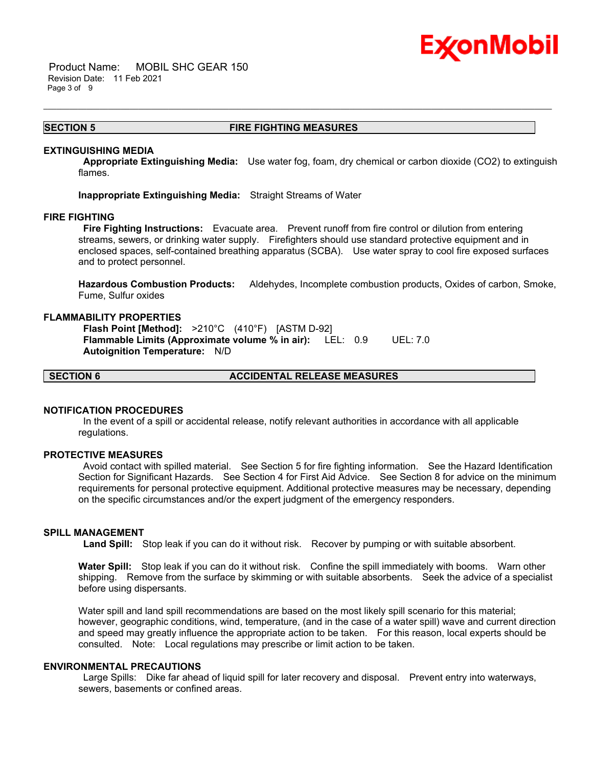## SECTION 5 FIRE FIGHTING MEASURES

### EXTINGUISHING MEDIA

**Appropriate Extinguishing Media:** Use water fog, foam, dry chemical or carbon dioxide ($CO_2$) to extinguish flames.

**Inappropriate Extinguishing Media:** Straight Streams of Water

### FIRE FIGHTING

**Fire Fighting Instructions:** Evacuate area. Prevent runoff from fire control or dilution from entering streams, sewers, or drinking water supply. Firefighters should use standard protective equipment and in enclosed spaces, self-contained breathing apparatus (SCBA). Use water spray to cool fire exposed surfaces and to protect personnel.

**Hazardous Combustion Products:** Aldehydes, Incomplete combustion products, Oxides of carbon, Smoke, Fume, Sulfur oxides

### FLAMMABILITY PROPERTIES

**Flash Point [Method]:** >210°C (410°F) [ASTM D-92]
**Flammable Limits (Approximate volume % in air):** LEL: 0.9 UEL: 7.0
**Autoignition Temperature:** N/D

## SECTION 6 ACCIDENTAL RELEASE MEASURES

### NOTIFICATION PROCEDURES

In the event of a spill or accidental release, notify relevant authorities in accordance with all applicable regulations.

### PROTECTIVE MEASURES

Avoid contact with spilled material. See Section 5 for fire fighting information. See the Hazard Identification Section for Significant Hazards. See Section 4 for First Aid Advice. See Section 8 for advice on the minimum requirements for personal protective equipment. Additional protective measures may be necessary, depending on the specific circumstances and/or the expert judgment of the emergency responders.

### SPILL MANAGEMENT

**Land Spill:** Stop leak if you can do it without risk. Recover by pumping or with suitable absorbent.

**Water Spill:** Stop leak if you can do it without risk. Confine the spill immediately with booms. Warn other shipping. Remove from the surface by skimming or with suitable absorbents. Seek the advice of a specialist before using dispersants.

Water spill and land spill recommendations are based on the most likely spill scenario for this material; however, geographic conditions, wind, temperature, (and in the case of a water spill) wave and current direction and speed may greatly influence the appropriate action to be taken. For this reason, local experts should be consulted. Note: Local regulations may prescribe or limit action to be taken.

### ENVIRONMENTAL PRECAUTIONS

Large Spills: Dike far ahead of liquid spill for later recovery and disposal. Prevent entry into waterways, sewers, basements or confined areas.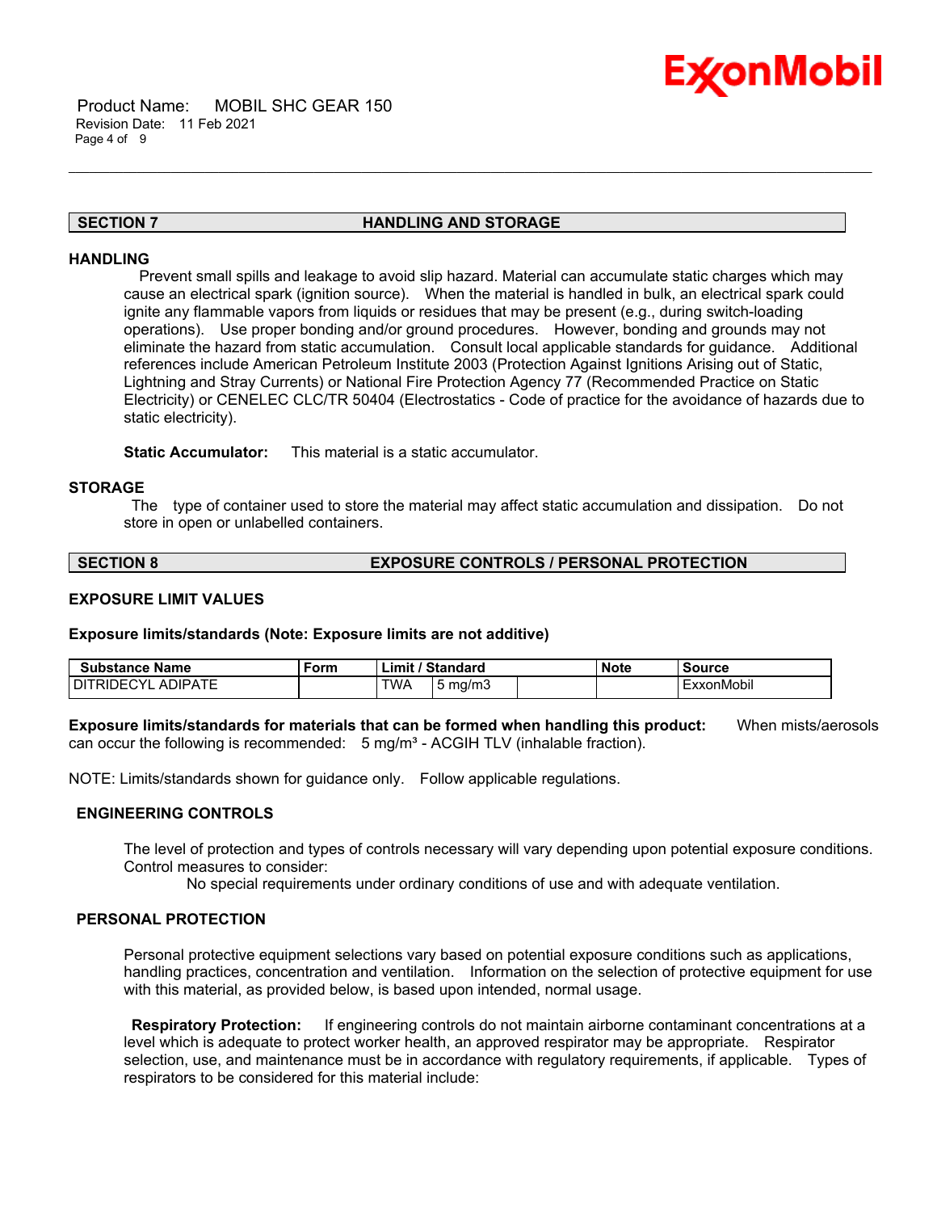## SECTION 7 HANDLING AND STORAGE

### HANDLING

Prevent small spills and leakage to avoid slip hazard. Material can accumulate static charges which may cause an electrical spark (ignition source). When the material is handled in bulk, an electrical spark could ignite any flammable vapors from liquids or residues that may be present (e.g., during switch-loading operations). Use proper bonding and/or ground procedures. However, bonding and grounds may not eliminate the hazard from static accumulation. Consult local applicable standards for guidance. Additional references include American Petroleum Institute 2003 (Protection Against Ignitions Arising out of Static, Lightning and Stray Currents) or National Fire Protection Agency 77 (Recommended Practice on Static Electricity) or CENELEC CLC/TR 50404 (Electrostatics - Code of practice for the avoidance of hazards due to static electricity).

**Static Accumulator:** This material is a static accumulator.

### STORAGE

The type of container used to store the material may affect static accumulation and dissipation. Do not store in open or unlabelled containers.

## SECTION 8 EXPOSURE CONTROLS / PERSONAL PROTECTION

### EXPOSURE LIMIT VALUES

**Exposure limits/standards (Note: Exposure limits are not additive)**

| Substance Name | Form | Limit / Standard | | | Note | Source |
|---|---|---|---|---|---|---|
| DITRIDECYL ADIPATE | | TWA | 5 mg/m3 | | | ExxonMobil |

**Exposure limits/standards for materials that can be formed when handling this product:** When mists/aerosols can occur the following is recommended: 5 mg/m³ - ACGIH TLV (inhalable fraction).

NOTE: Limits/standards shown for guidance only. Follow applicable regulations.

### ENGINEERING CONTROLS

The level of protection and types of controls necessary will vary depending upon potential exposure conditions. Control measures to consider:

No special requirements under ordinary conditions of use and with adequate ventilation.

### PERSONAL PROTECTION

Personal protective equipment selections vary based on potential exposure conditions such as applications, handling practices, concentration and ventilation. Information on the selection of protective equipment for use with this material, as provided below, is based upon intended, normal usage.

**Respiratory Protection:** If engineering controls do not maintain airborne contaminant concentrations at a level which is adequate to protect worker health, an approved respirator may be appropriate. Respirator selection, use, and maintenance must be in accordance with regulatory requirements, if applicable. Types of respirators to be considered for this material include: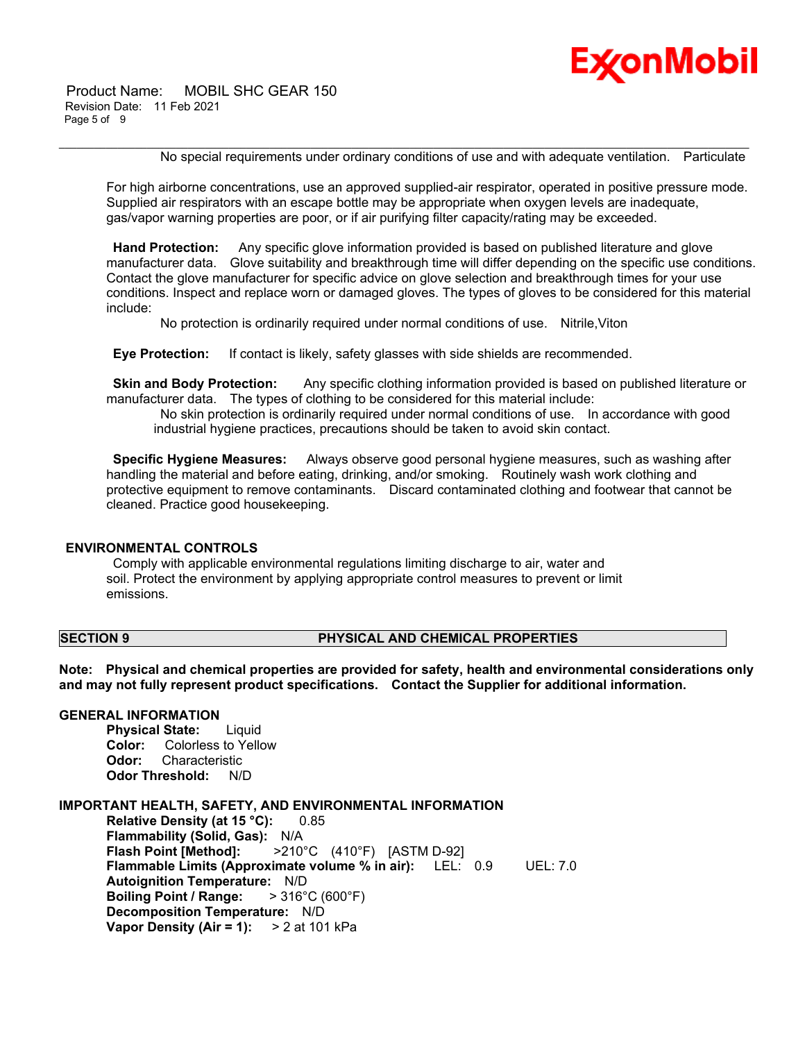No special requirements under ordinary conditions of use and with adequate ventilation.   Particulate

For high airborne concentrations, use an approved supplied-air respirator, operated in positive pressure mode. Supplied air respirators with an escape bottle may be appropriate when oxygen levels are inadequate, gas/vapor warning properties are poor, or if air purifying filter capacity/rating may be exceeded.

**Hand Protection:** Any specific glove information provided is based on published literature and glove manufacturer data. Glove suitability and breakthrough time will differ depending on the specific use conditions. Contact the glove manufacturer for specific advice on glove selection and breakthrough times for your use conditions. Inspect and replace worn or damaged gloves. The types of gloves to be considered for this material include:

No protection is ordinarily required under normal conditions of use.   Nitrile,Viton

**Eye Protection:** If contact is likely, safety glasses with side shields are recommended.

**Skin and Body Protection:** Any specific clothing information provided is based on published literature or manufacturer data. The types of clothing to be considered for this material include:

No skin protection is ordinarily required under normal conditions of use. In accordance with good industrial hygiene practices, precautions should be taken to avoid skin contact.

**Specific Hygiene Measures:** Always observe good personal hygiene measures, such as washing after handling the material and before eating, drinking, and/or smoking. Routinely wash work clothing and protective equipment to remove contaminants. Discard contaminated clothing and footwear that cannot be cleaned. Practice good housekeeping.

## ENVIRONMENTAL CONTROLS

Comply with applicable environmental regulations limiting discharge to air, water and soil. Protect the environment by applying appropriate control measures to prevent or limit emissions.

## SECTION 9 PHYSICAL AND CHEMICAL PROPERTIES

**Note: Physical and chemical properties are provided for safety, health and environmental considerations only and may not fully represent product specifications. Contact the Supplier for additional information.**

### GENERAL INFORMATION

**Physical State:** Liquid
**Color:** Colorless to Yellow
**Odor:** Characteristic
**Odor Threshold:** N/D

### IMPORTANT HEALTH, SAFETY, AND ENVIRONMENTAL INFORMATION

**Relative Density (at 15 °C):** 0.85
**Flammability (Solid, Gas):** N/A
**Flash Point [Method]:** >210°C (410°F) [ASTM D-92]
**Flammable Limits (Approximate volume % in air):** LEL: 0.9 UEL: 7.0
**Autoignition Temperature:** N/D
**Boiling Point / Range:** > 316°C (600°F)
**Decomposition Temperature:** N/D
**Vapor Density (Air = 1):** > 2 at 101 kPa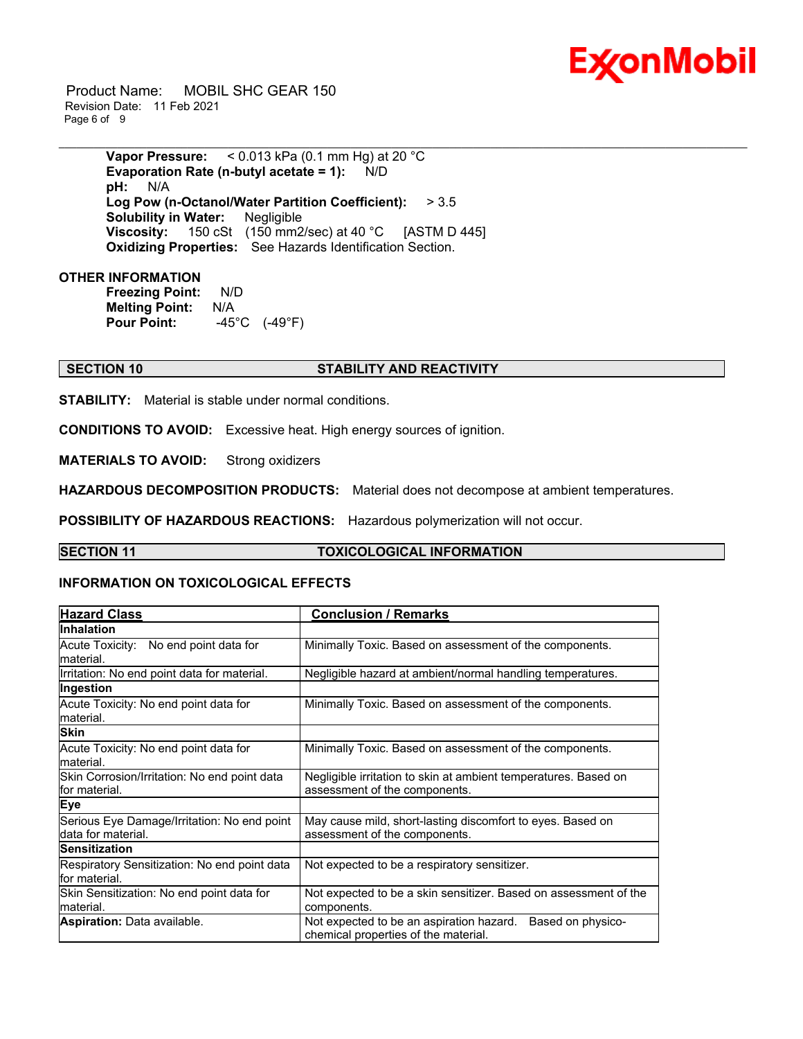**Vapor Pressure:** < 0.013 kPa (0.1 mm Hg) at 20 °C
**Evaporation Rate (n-butyl acetate = 1):** N/D
**pH:** N/A
**Log Pow (n-Octanol/Water Partition Coefficient):** > 3.5
**Solubility in Water:** Negligible
**Viscosity:** 150 cSt (150 mm2/sec) at 40 °C [ASTM D 445]
**Oxidizing Properties:** See Hazards Identification Section.

**OTHER INFORMATION**

**Freezing Point:** N/D
**Melting Point:** N/A
**Pour Point:** -45°C (-49°F)

## SECTION 10 STABILITY AND REACTIVITY

**STABILITY:** Material is stable under normal conditions.

**CONDITIONS TO AVOID:** Excessive heat. High energy sources of ignition.

**MATERIALS TO AVOID:** Strong oxidizers

**HAZARDOUS DECOMPOSITION PRODUCTS:** Material does not decompose at ambient temperatures.

**POSSIBILITY OF HAZARDOUS REACTIONS:** Hazardous polymerization will not occur.

## SECTION 11 TOXICOLOGICAL INFORMATION

### INFORMATION ON TOXICOLOGICAL EFFECTS

| Hazard Class | Conclusion / Remarks |
|---|---|
| **Inhalation** | |
| Acute Toxicity: No end point data for material. | Minimally Toxic. Based on assessment of the components. |
| Irritation: No end point data for material. | Negligible hazard at ambient/normal handling temperatures. |
| **Ingestion** | |
| Acute Toxicity: No end point data for material. | Minimally Toxic. Based on assessment of the components. |
| **Skin** | |
| Acute Toxicity: No end point data for material. | Minimally Toxic. Based on assessment of the components. |
| Skin Corrosion/Irritation: No end point data for material. | Negligible irritation to skin at ambient temperatures. Based on assessment of the components. |
| **Eye** | |
| Serious Eye Damage/Irritation: No end point data for material. | May cause mild, short-lasting discomfort to eyes. Based on assessment of the components. |
| **Sensitization** | |
| Respiratory Sensitization: No end point data for material. | Not expected to be a respiratory sensitizer. |
| Skin Sensitization: No end point data for material. | Not expected to be a skin sensitizer. Based on assessment of the components. |
| **Aspiration:** Data available. | Not expected to be an aspiration hazard. Based on physico-chemical properties of the material. |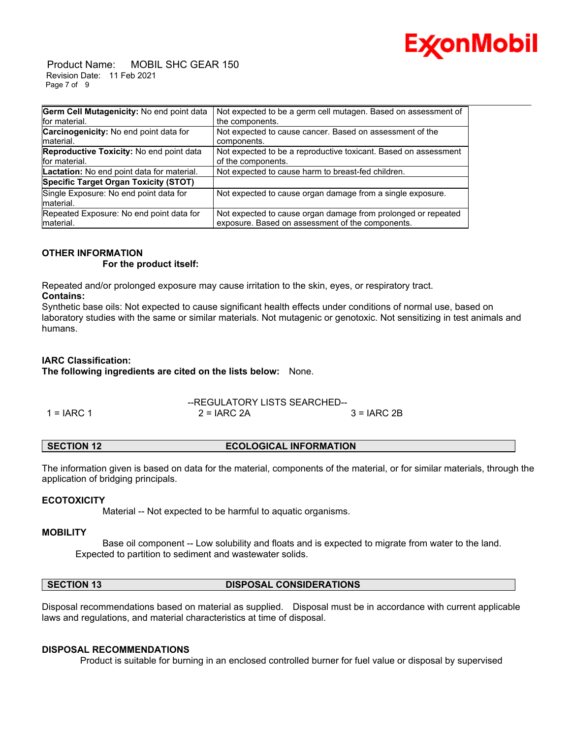| | |
|---|---|
| **Germ Cell Mutagenicity:** No end point data for material. | Not expected to be a germ cell mutagen. Based on assessment of the components. |
| **Carcinogenicity:** No end point data for material. | Not expected to cause cancer. Based on assessment of the components. |
| **Reproductive Toxicity:** No end point data for material. | Not expected to be a reproductive toxicant. Based on assessment of the components. |
| **Lactation:** No end point data for material. | Not expected to cause harm to breast-fed children. |
| **Specific Target Organ Toxicity (STOT)** | |
| Single Exposure: No end point data for material. | Not expected to cause organ damage from a single exposure. |
| Repeated Exposure: No end point data for material. | Not expected to cause organ damage from prolonged or repeated exposure. Based on assessment of the components. |

**OTHER INFORMATION**

**For the product itself:**

Repeated and/or prolonged exposure may cause irritation to the skin, eyes, or respiratory tract.

**Contains:**

Synthetic base oils: Not expected to cause significant health effects under conditions of normal use, based on laboratory studies with the same or similar materials. Not mutagenic or genotoxic. Not sensitizing in test animals and humans.

**IARC Classification:**

**The following ingredients are cited on the lists below:** None.

--REGULATORY LISTS SEARCHED--

1 = IARC 1 2 = IARC 2A 3 = IARC 2B

## SECTION 12 ECOLOGICAL INFORMATION

The information given is based on data for the material, components of the material, or for similar materials, through the application of bridging principals.

**ECOTOXICITY**

Material -- Not expected to be harmful to aquatic organisms.

**MOBILITY**

Base oil component -- Low solubility and floats and is expected to migrate from water to the land. Expected to partition to sediment and wastewater solids.

## SECTION 13 DISPOSAL CONSIDERATIONS

Disposal recommendations based on material as supplied. Disposal must be in accordance with current applicable laws and regulations, and material characteristics at time of disposal.

**DISPOSAL RECOMMENDATIONS**

Product is suitable for burning in an enclosed controlled burner for fuel value or disposal by supervised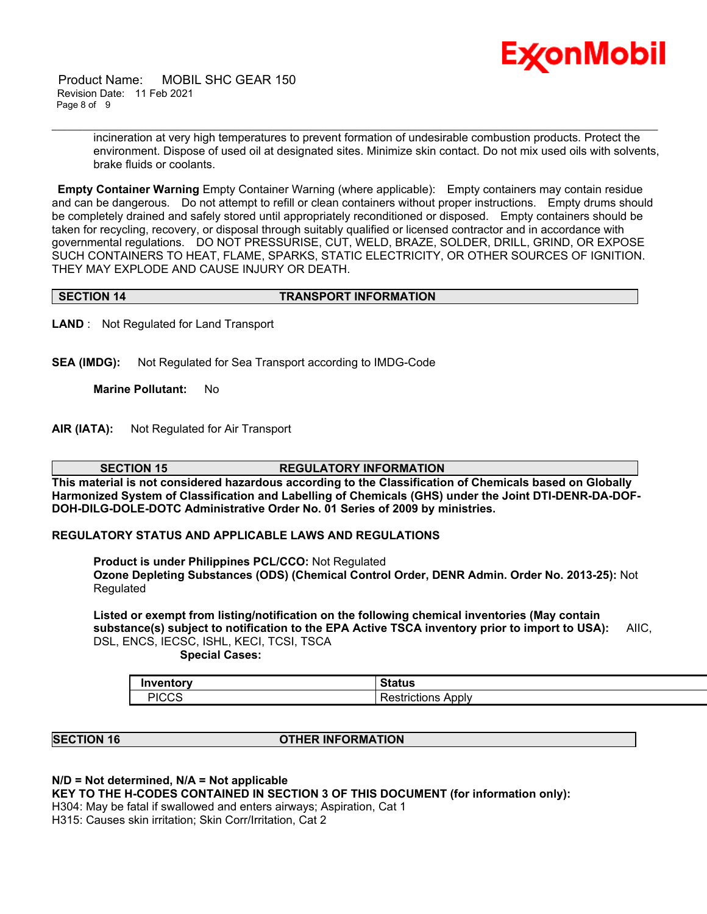incineration at very high temperatures to prevent formation of undesirable combustion products. Protect the environment. Dispose of used oil at designated sites. Minimize skin contact. Do not mix used oils with solvents, brake fluids or coolants.

**Empty Container Warning** Empty Container Warning (where applicable): Empty containers may contain residue and can be dangerous. Do not attempt to refill or clean containers without proper instructions. Empty drums should be completely drained and safely stored until appropriately reconditioned or disposed. Empty containers should be taken for recycling, recovery, or disposal through suitably qualified or licensed contractor and in accordance with governmental regulations. DO NOT PRESSURISE, CUT, WELD, BRAZE, SOLDER, DRILL, GRIND, OR EXPOSE SUCH CONTAINERS TO HEAT, FLAME, SPARKS, STATIC ELECTRICITY, OR OTHER SOURCES OF IGNITION. THEY MAY EXPLODE AND CAUSE INJURY OR DEATH.

## SECTION 14 TRANSPORT INFORMATION

**LAND** : Not Regulated for Land Transport

**SEA (IMDG):** Not Regulated for Sea Transport according to IMDG-Code

**Marine Pollutant:** No

**AIR (IATA):** Not Regulated for Air Transport

## SECTION 15 REGULATORY INFORMATION

**This material is not considered hazardous according to the Classification of Chemicals based on Globally Harmonized System of Classification and Labelling of Chemicals (GHS) under the Joint DTI-DENR-DA-DOF-DOH-DILG-DOLE-DOTC Administrative Order No. 01 Series of 2009 by ministries.**

**REGULATORY STATUS AND APPLICABLE LAWS AND REGULATIONS**

**Product is under Philippines PCL/CCO:** Not Regulated
**Ozone Depleting Substances (ODS) (Chemical Control Order, DENR Admin. Order No. 2013-25):** Not Regulated

**Listed or exempt from listing/notification on the following chemical inventories (May contain substance(s) subject to notification to the EPA Active TSCA inventory prior to import to USA):** AIIC, DSL, ENCS, IECSC, ISHL, KECI, TCSI, TSCA

**Special Cases:**

| Inventory | Status |
|---|---|
| PICCS | Restrictions Apply |

## SECTION 16 OTHER INFORMATION

**N/D = Not determined, N/A = Not applicable**
**KEY TO THE H-CODES CONTAINED IN SECTION 3 OF THIS DOCUMENT (for information only):**
H304: May be fatal if swallowed and enters airways; Aspiration, Cat 1
H315: Causes skin irritation; Skin Corr/Irritation, Cat 2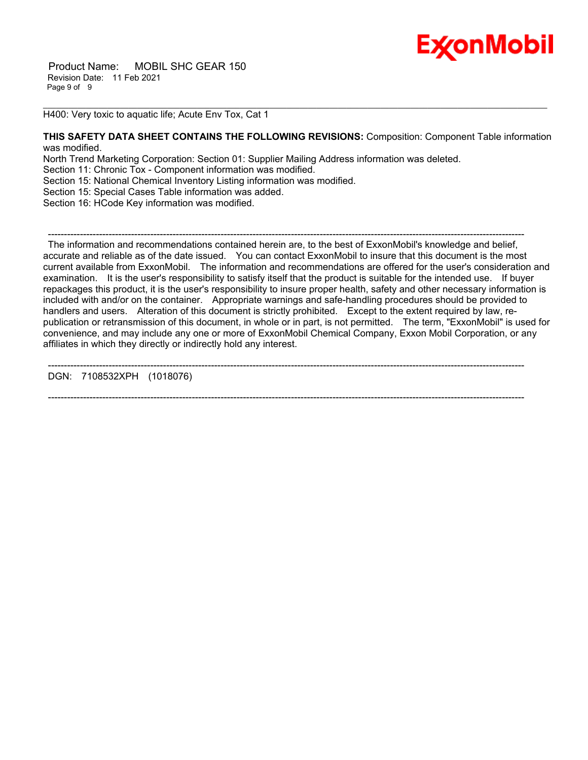H400: Very toxic to aquatic life; Acute Env Tox, Cat 1

**THIS SAFETY DATA SHEET CONTAINS THE FOLLOWING REVISIONS:** Composition: Component Table information was modified.
North Trend Marketing Corporation: Section 01: Supplier Mailing Address information was deleted.
Section 11: Chronic Tox - Component information was modified.
Section 15: National Chemical Inventory Listing information was modified.
Section 15: Special Cases Table information was added.
Section 16: HCode Key information was modified.

---

The information and recommendations contained herein are, to the best of ExxonMobil's knowledge and belief, accurate and reliable as of the date issued. You can contact ExxonMobil to insure that this document is the most current available from ExxonMobil. The information and recommendations are offered for the user's consideration and examination. It is the user's responsibility to satisfy itself that the product is suitable for the intended use. If buyer repackages this product, it is the user's responsibility to insure proper health, safety and other necessary information is included with and/or on the container. Appropriate warnings and safe-handling procedures should be provided to handlers and users. Alteration of this document is strictly prohibited. Except to the extent required by law, re-publication or retransmission of this document, in whole or in part, is not permitted. The term, "ExxonMobil" is used for convenience, and may include any one or more of ExxonMobil Chemical Company, Exxon Mobil Corporation, or any affiliates in which they directly or indirectly hold any interest.

---

DGN: 7108532XPH (1018076)

---